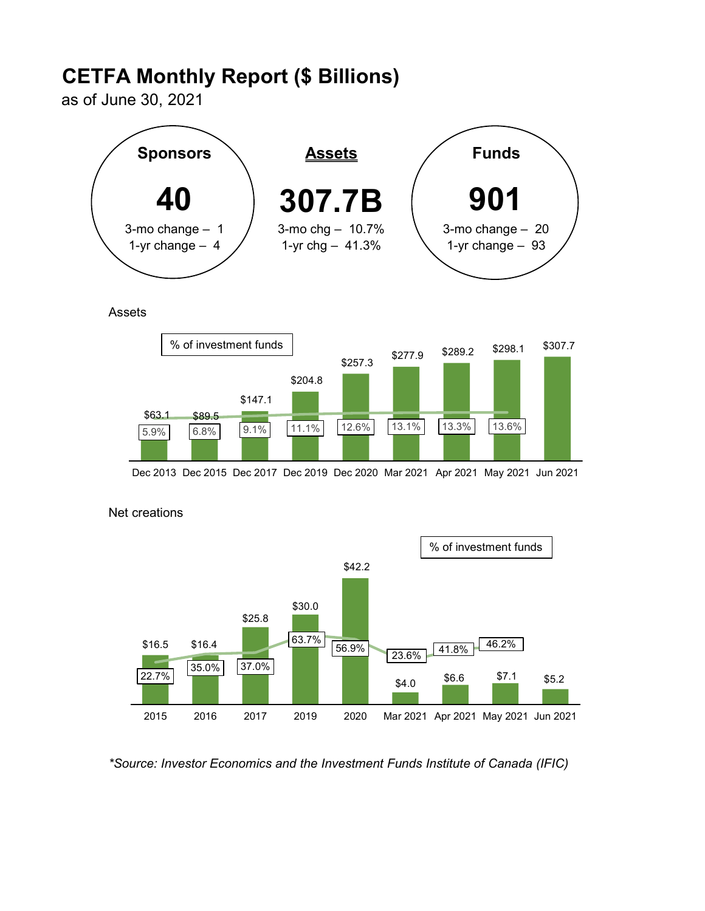# CETFA Monthly Report ($ Billions)

as of June 30, 2021

| Sponsors | Assets | Funds |
|---|---|---|
| **40** | **307.7B** | **901** |
| 3-mo change – 1 | 3-mo chg – 10.7% | 3-mo change – 20 |
| 1-yr change – 4 | 1-yr chg – 41.3% | 1-yr change – 93 |

Assets

| | Dec 2013 | Dec 2015 | Dec 2017 | Dec 2019 | Dec 2020 | Mar 2021 | Apr 2021 | May 2021 | Jun 2021 |
|---|---|---|---|---|---|---|---|---|---|
| Assets | $63.1 | $89.5 | $147.1 | $204.8 | $257.3 | $277.9 | $289.2 | $298.1 | $307.7 |
| % of investment funds | 5.9% | 6.8% | 9.1% | 11.1% | 12.6% | 13.1% | 13.3% | 13.6% | |

Net creations

| | 2015 | 2016 | 2017 | 2019 | 2020 | Mar 2021 | Apr 2021 | May 2021 | Jun 2021 |
|---|---|---|---|---|---|---|---|---|---|
| Net creations | $16.5 | $16.4 | $25.8 | $30.0 | $42.2 | $4.0 | $6.6 | $7.1 | $5.2 |
| % of investment funds | 22.7% | 35.0% | 37.0% | 63.7% | 56.9% | 23.6% | 41.8% | 46.2% | |

*\*Source: Investor Economics and the Investment Funds Institute of Canada (IFIC)*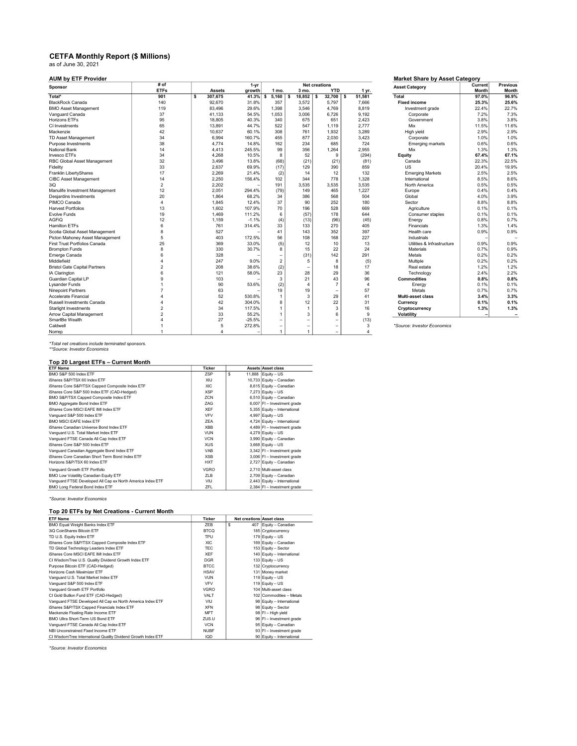# CETFA Monthly Report ($ Millions)

as of June 30, 2021

### AUM by ETF Provider

| Sponsor | # of ETFs | Assets | 1-yr growth | Net creations 1 mo. | 3 mo. | YTD | 1 yr. |
|---|---|---|---|---|---|---|---|
| **Total*** | **901** | **$ 307,675** | **41.3%** | **$ 5,160** | **$ 18,852** | **$ 32,700** | **$ 51,581** |
| BlackRock Canada | 140 | 92,670 | 31.8% | 357 | 3,572 | 5,797 | 7,666 |
| BMO Asset Management | 119 | 83,496 | 29.6% | 1,398 | 3,546 | 4,769 | 8,819 |
| Vanguard Canada | 37 | 41,133 | 54.5% | 1,053 | 3,006 | 6,726 | 9,192 |
| Horizons ETFs | 95 | 18,805 | 40.3% | 340 | 675 | 651 | 2,423 |
| CI Investments | 65 | 13,891 | 44.7% | 522 | 547 | 1,119 | 2,777 |
| Mackenzie | 42 | 10,637 | 60.1% | 308 | 761 | 1,932 | 3,289 |
| TD Asset Management | 34 | 6,994 | 160.7% | 455 | 877 | 2,030 | 3,423 |
| Purpose Investments | 38 | 4,774 | 14.8% | 162 | 234 | 685 | 724 |
| National Bank | 14 | 4,413 | 245.5% | 99 | 356 | 1,264 | 2,955 |
| Invesco ETFs | 34 | 4,268 | 10.5% | 8 | 52 | 9 | (294) |
| RBC Global Asset Management | 32 | 3,496 | 13.8% | (68) | (21) | (21) | (81) |
| Fidelity | 33 | 2,637 | 69.9% | (17) | 129 | 390 | 859 |
| Franklin LibertyShares | 17 | 2,269 | 21.4% | (2) | 14 | 12 | 132 |
| CIBC Asset Management | 14 | 2,250 | 156.4% | 102 | 344 | 778 | 1,328 |
| 3iQ | 2 | 2,202 | – | 191 | 3,535 | 3,535 | 3,535 |
| Manulife Investment Management | 12 | 2,051 | 294.4% | (79) | 149 | 465 | 1,227 |
| Desjardins Investments | 20 | 1,864 | 68.2% | 34 | 386 | 568 | 504 |
| PIMCO Canada | 4 | 1,845 | 12.4% | 37 | 90 | 252 | 180 |
| Harvest Portfolios | 13 | 1,602 | 107.9% | 70 | 196 | 528 | 669 |
| Evolve Funds | 19 | 1,469 | 111.2% | 6 | (57) | 178 | 644 |
| AGFiQ | 12 | 1,159 | -1.1% | (4) | (13) | (96) | (45) |
| Hamilton ETFs | 6 | 761 | 314.4% | 33 | 133 | 270 | 405 |
| Scotia Global Asset Management | 8 | 527 | – | 41 | 143 | 352 | 397 |
| Picton Mahoney Asset Management | 5 | 403 | 172.5% | 56 | 108 | 168 | 227 |
| First Trust Portfolios Canada | 25 | 369 | 33.0% | (5) | 12 | 10 | 13 |
| Brompton Funds | 8 | 330 | 30.7% | 8 | 15 | 22 | 24 |
| Emerge Canada | 6 | 328 | – | – | (31) | 142 | 291 |
| Middlefield | 4 | 247 | 9.0% | 2 | 5 | 8 | (5) |
| Bristol Gate Capital Partners | 2 | 208 | 38.6% | (2) | – | 18 | 17 |
| IA Clarington | 6 | 121 | 58.0% | 23 | 28 | 29 | 36 |
| Guardian Capital LP | 9 | 103 | – | 3 | 21 | 43 | 96 |
| Lysander Funds | 1 | 90 | 53.6% | (2) | 4 | 7 | 4 |
| Ninepoint Partners | 7 | 63 | – | 19 | 19 | – | 57 |
| Accelerate Financial | 4 | 52 | 530.8% | 1 | 3 | 29 | 41 |
| Russell Investments Canada | 4 | 42 | 304.0% | 8 | 12 | 22 | 31 |
| Starlight Investments | 2 | 34 | 117.5% | 1 | 1 | 3 | 16 |
| Arrow Capital Management | 2 | 33 | 55.2% | 1 | 3 | 6 | 9 |
| SmartBe Wealth | 4 | 27 | -25.5% | – | – | – | (13) |
| Caldwell | 1 | 5 | 272.8% | – | – | – | 3 |
| Norrep | 1 | 4 | – | 1 | 1 | – | 4 |

*Total net creations include terminated sponsors.
**Source: Investor Economics

### Market Share by Asset Category

| Asset Category | Current Month | Previous Month |
|---|---|---|
| **Total** | **97.0%** | **96.9%** |
| **Fixed income** | **25.3%** | **25.6%** |
| Investment grade | 22.4% | 22.7% |
| Corporate | 7.2% | 7.3% |
| Government | 3.8% | 3.8% |
| Mix | 11.5% | 11.6% |
| High yield | 2.9% | 2.9% |
| Corporate | 1.0% | 1.0% |
| Emerging markets | 0.6% | 0.6% |
| Mix | 1.3% | 1.3% |
| **Equity** | **67.4%** | **67.1%** |
| Canada | 22.3% | 22.5% |
| US | 20.4% | 19.9% |
| Emerging Markets | 2.5% | 2.5% |
| International | 8.5% | 8.6% |
| North America | 0.5% | 0.5% |
| Europe | 0.4% | 0.4% |
| Global | 4.0% | 3.9% |
| Sector | 8.8% | 8.8% |
| Agriculture | 0.1% | 0.1% |
| Consumer staples | 0.1% | 0.1% |
| Energy | 0.8% | 0.7% |
| Financials | 1.3% | 1.4% |
| Health care | 0.9% | 0.9% |
| Industrials | – | – |
| Utilities & Infrastructure | 0.9% | 0.9% |
| Materials | 0.7% | 0.9% |
| Metals | 0.2% | 0.2% |
| Multiple | 0.2% | 0.2% |
| Real estate | 1.2% | 1.2% |
| Technology | 2.4% | 2.2% |
| **Commodities** | **0.8%** | **0.8%** |
| Energy | 0.1% | 0.1% |
| Metals | 0.7% | 0.7% |
| **Multi-asset class** | **3.4%** | **3.3%** |
| **Currency** | **0.1%** | **0.1%** |
| **Cryptocurrency** | **1.3%** | **1.3%** |
| **Volatility** | **–** | **–** |

*Source: Investor Economics

### Top 20 Largest ETFs – Current Month

| ETF Name | Ticker | Assets | Asset class |
|---|---|---|---|
| BMO S&P 500 Index ETF | ZSP | $ 11,888 | Equity – US |
| iShares S&P/TSX 60 Index ETF | XIU | 10,733 | Equity – Canadian |
| iShares Core S&P/TSX Capped Composite Index ETF | XIC | 8,615 | Equity – Canadian |
| iShares Core S&P 500 Index ETF (CAD-Hedged) | XSP | 7,273 | Equity – US |
| BMO S&P/TSX Capped Composite Index ETF | ZCN | 6,510 | Equity – Canadian |
| BMO Aggregate Bond Index ETF | ZAG | 6,007 | FI – Investment grade |
| iShares Core MSCI EAFE IMI Index ETF | XEF | 5,355 | Equity – International |
| Vanguard S&P 500 Index ETF | VFV | 4,997 | Equity – US |
| BMO MSCI EAFE Index ETF | ZEA | 4,724 | Equity – International |
| iShares Canadian Universe Bond Index ETF | XBB | 4,489 | FI – Investment grade |
| Vanguard U.S. Total Market Index ETF | VUN | 4,279 | Equity – US |
| Vanguard FTSE Canada All Cap Index ETF | VCN | 3,990 | Equity – Canadian |
| iShares Core S&P 500 Index ETF | XUS | 3,668 | Equity – US |
| Vanguard Canadian Aggregate Bond Index ETF | VAB | 3,342 | FI – Investment grade |
| iShares Core Canadian Short Term Bond Index ETF | XSB | 3,006 | FI – Investment grade |
| Horizons S&P/TSX 60 Index ETF | HXT | 2,727 | Equity – Canadian |
| Vanguard Growth ETF Portfolio | VGRO | 2,710 | Multi-asset class |
| BMO Low Volatility Canadian Equity ETF | ZLB | 2,709 | Equity – Canadian |
| Vanguard FTSE Developed All Cap ex North America Index ETF | VIU | 2,443 | Equity – International |
| BMO Long Federal Bond Index ETF | ZFL | 2,384 | FI – Investment grade |

*Source: Investor Economics

### Top 20 ETFs by Net Creations - Current Month

| ETF Name | Ticker | Net creations | Asset class |
|---|---|---|---|
| BMO Equal Weight Banks Index ETF | ZEB | $ 407 | Equity – Canadian |
| 3iQ CoinShares Bitcoin ETF | BTCQ | 185 | Cryptocurrency |
| TD U.S. Equity Index ETF | TPU | 179 | Equity – US |
| iShares Core S&P/TSX Capped Composite Index ETF | XIC | 169 | Equity – Canadian |
| TD Global Technology Leaders Index ETF | TEC | 153 | Equity – Sector |
| iShares Core MSCI EAFE IMI Index ETF | XEF | 140 | Equity – International |
| CI WisdomTree U.S. Quality Dividend Growth Index ETF | DGR | 133 | Equity – US |
| Purpose Bitcoin ETF (CAD-Hedged) | BTCC | 132 | Cryptocurrency |
| Horizons Cash Maximizer ETF | HSAV | 131 | Money market |
| Vanguard U.S. Total Market Index ETF | VUN | 119 | Equity – US |
| Vanguard S&P 500 Index ETF | VFV | 119 | Equity – US |
| Vanguard Growth ETF Portfolio | VGRO | 104 | Multi-asset class |
| CI Gold Bullion Fund ETF (CAD-Hedged) | VALT | 102 | Commodities – Metals |
| Vanguard FTSE Developed All Cap ex North America Index ETF | VIU | 98 | Equity – International |
| iShares S&P/TSX Capped Financials Index ETF | XFN | 98 | Equity – Sector |
| Mackenzie Floating Rate Income ETF | MFT | 98 | FI – High yield |
| BMO Ultra Short-Term US Bond ETF | ZUS.U | 96 | FI – Investment grade |
| Vanguard FTSE Canada All Cap Index ETF | VCN | 95 | Equity – Canadian |
| NBI Unconstrained Fixed Income ETF | NUBF | 93 | FI – Investment grade |
| CI WisdomTree International Quality Dividend Growth Index ETF | IQD | 90 | Equity – International |

*Source: Investor Economics